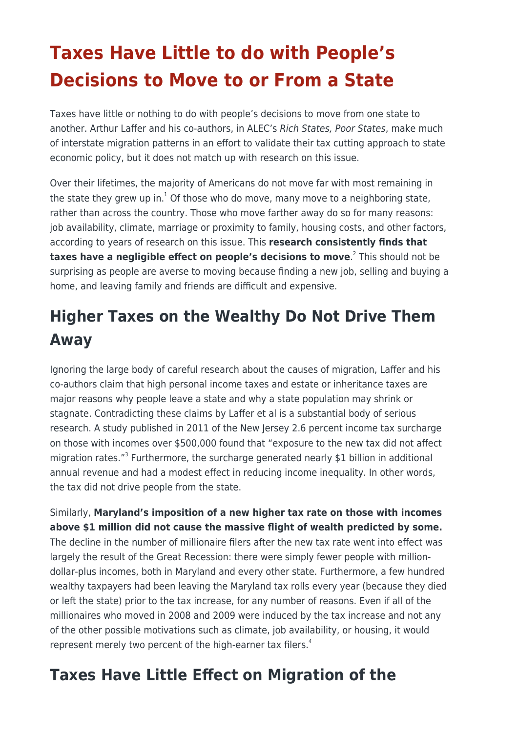# Taxes Have Little to do with People's Decisions to Move to or From a State

Taxes have little or nothing to do with people's decisions to move from one state to another. Arthur Laffer and his co-authors, in ALEC's *Rich States, Poor States*, make much of interstate migration patterns in an effort to validate their tax cutting approach to state economic policy, but it does not match up with research on this issue.

Over their lifetimes, the majority of Americans do not move far with most remaining in the state they grew up in.[1] Of those who do move, many move to a neighboring state, rather than across the country. Those who move farther away do so for many reasons: job availability, climate, marriage or proximity to family, housing costs, and other factors, according to years of research on this issue. This **research consistently finds that taxes have a negligible effect on people's decisions to move**.[2] This should not be surprising as people are averse to moving because finding a new job, selling and buying a home, and leaving family and friends are difficult and expensive.

## Higher Taxes on the Wealthy Do Not Drive Them Away

Ignoring the large body of careful research about the causes of migration, Laffer and his co-authors claim that high personal income taxes and estate or inheritance taxes are major reasons why people leave a state and why a state population may shrink or stagnate. Contradicting these claims by Laffer et al is a substantial body of serious research. A study published in 2011 of the New Jersey 2.6 percent income tax surcharge on those with incomes over $500,000 found that "exposure to the new tax did not affect migration rates."[3] Furthermore, the surcharge generated nearly $1 billion in additional annual revenue and had a modest effect in reducing income inequality. In other words, the tax did not drive people from the state.

Similarly, **Maryland's imposition of a new higher tax rate on those with incomes above $1 million did not cause the massive flight of wealth predicted by some.** The decline in the number of millionaire filers after the new tax rate went into effect was largely the result of the Great Recession: there were simply fewer people with million-dollar-plus incomes, both in Maryland and every other state. Furthermore, a few hundred wealthy taxpayers had been leaving the Maryland tax rolls every year (because they died or left the state) prior to the tax increase, for any number of reasons. Even if all of the millionaires who moved in 2008 and 2009 were induced by the tax increase and not any of the other possible motivations such as climate, job availability, or housing, it would represent merely two percent of the high-earner tax filers.[4]

## Taxes Have Little Effect on Migration of the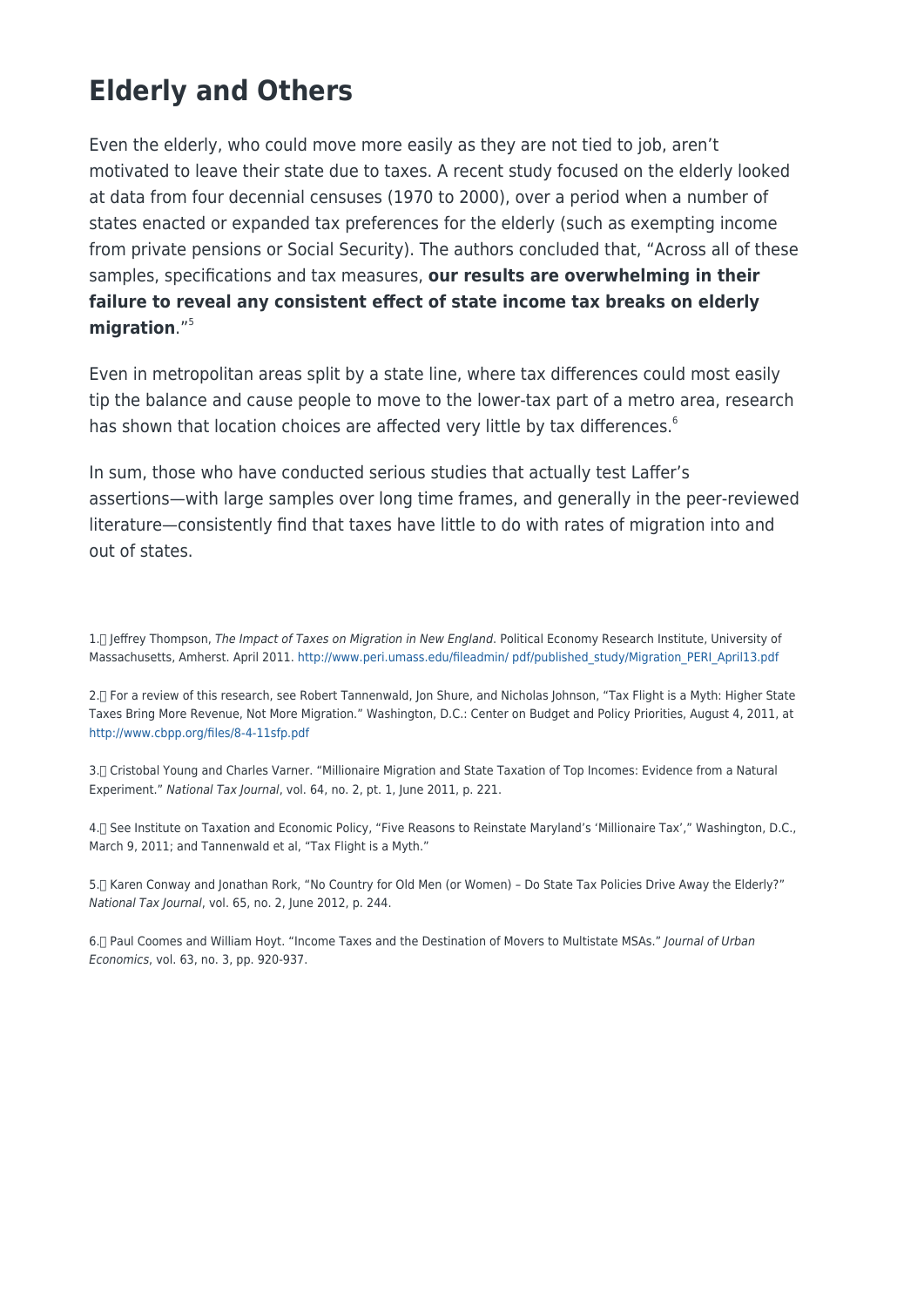## Elderly and Others

Even the elderly, who could move more easily as they are not tied to job, aren't motivated to leave their state due to taxes. A recent study focused on the elderly looked at data from four decennial censuses (1970 to 2000), over a period when a number of states enacted or expanded tax preferences for the elderly (such as exempting income from private pensions or Social Security). The authors concluded that, "Across all of these samples, specifications and tax measures, **our results are overwhelming in their failure to reveal any consistent effect of state income tax breaks on elderly migration**."[5]

Even in metropolitan areas split by a state line, where tax differences could most easily tip the balance and cause people to move to the lower-tax part of a metro area, research has shown that location choices are affected very little by tax differences.[6]

In sum, those who have conducted serious studies that actually test Laffer's assertions—with large samples over long time frames, and generally in the peer-reviewed literature—consistently find that taxes have little to do with rates of migration into and out of states.

1. Jeffrey Thompson, *The Impact of Taxes on Migration in New England*. Political Economy Research Institute, University of Massachusetts, Amherst. April 2011. http://www.peri.umass.edu/fileadmin/ pdf/published_study/Migration_PERI_April13.pdf

2. For a review of this research, see Robert Tannenwald, Jon Shure, and Nicholas Johnson, "Tax Flight is a Myth: Higher State Taxes Bring More Revenue, Not More Migration." Washington, D.C.: Center on Budget and Policy Priorities, August 4, 2011, at http://www.cbpp.org/files/8-4-11sfp.pdf

3. Cristobal Young and Charles Varner. "Millionaire Migration and State Taxation of Top Incomes: Evidence from a Natural Experiment." *National Tax Journal*, vol. 64, no. 2, pt. 1, June 2011, p. 221.

4. See Institute on Taxation and Economic Policy, "Five Reasons to Reinstate Maryland's 'Millionaire Tax'," Washington, D.C., March 9, 2011; and Tannenwald et al, "Tax Flight is a Myth."

5. Karen Conway and Jonathan Rork, "No Country for Old Men (or Women) – Do State Tax Policies Drive Away the Elderly?" *National Tax Journal*, vol. 65, no. 2, June 2012, p. 244.

6. Paul Coomes and William Hoyt. "Income Taxes and the Destination of Movers to Multistate MSAs." *Journal of Urban Economics*, vol. 63, no. 3, pp. 920-937.